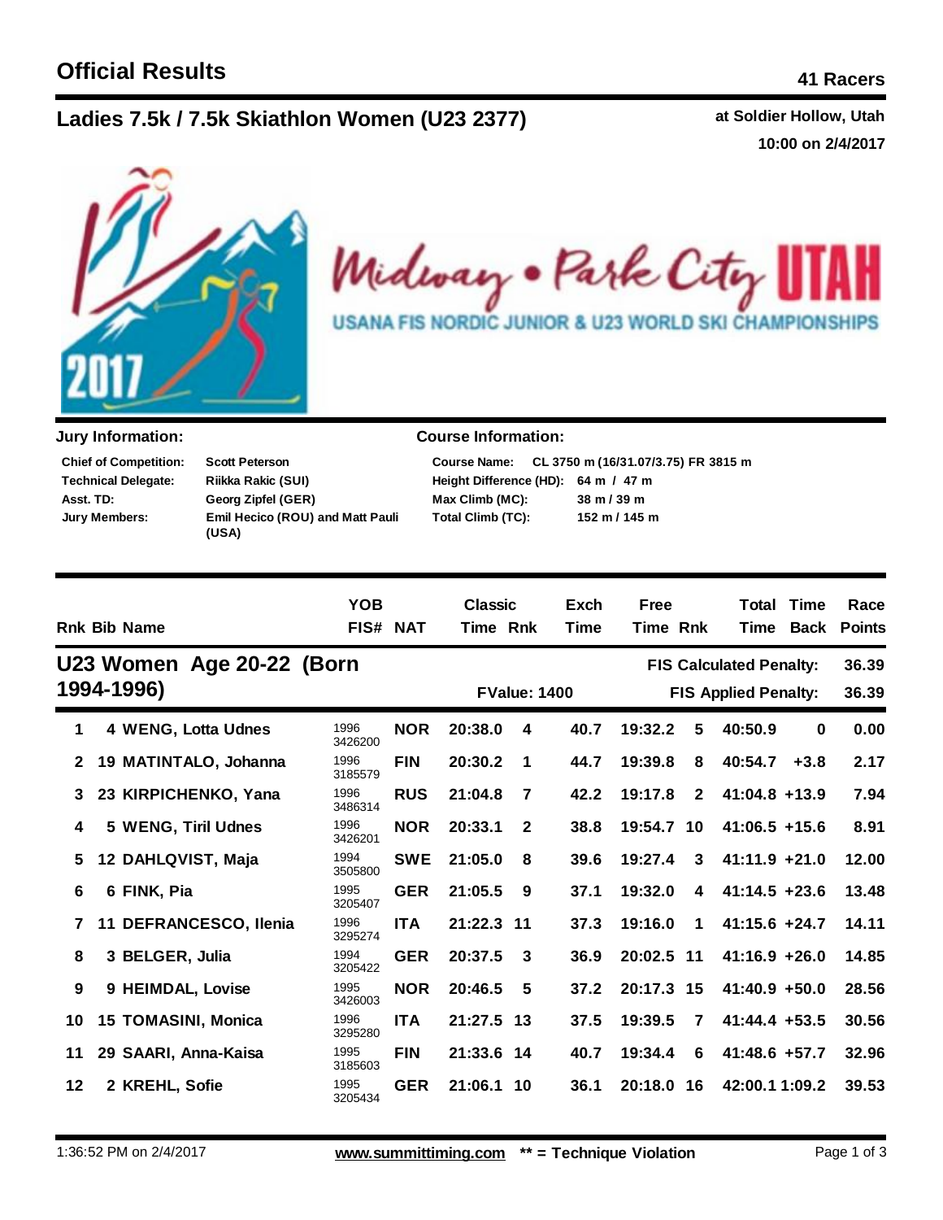# Official Results

**41 Racers**

## Ladies 7.5k / 7.5k Skiathlon Women (U23 2377)

**at Soldier Hollow, Utah**
**10:00 on 2/4/2017**

Midway • Park City UTAH
USANA FIS NORDIC JUNIOR & U23 WORLD SKI CHAMPIONSHIPS

**Jury Information:**

| | |
|---|---|
| **Chief of Competition:** | **Scott Peterson** |
| **Technical Delegate:** | **Riikka Rakic (SUI)** |
| **Asst. TD:** | **Georg Zipfel (GER)** |
| **Jury Members:** | **Emil Hecico (ROU) and Matt Pauli (USA)** |

**Course Information:**

| | |
|---|---|
| **Course Name:** | **CL 3750 m (16/31.07/3.75) FR 3815 m** |
| **Height Difference (HD):** | **64 m / 47 m** |
| **Max Climb (MC):** | **38 m / 39 m** |
| **Total Climb (TC):** | **152 m / 145 m** |

### U23 Women Age 20-22 (Born 1994-1996)

FValue: 1400 — FIS Calculated Penalty: 36.39 — FIS Applied Penalty: 36.39

| Rnk | Bib | Name | YOB FIS# | NAT | Classic Time | Rnk | Exch Time | Free Time | Rnk | Total Time | Time Back | Race Points |
|---|---|---|---|---|---|---|---|---|---|---|---|---|
| 1 | 4 | WENG, Lotta Udnes | 1996 3426200 | NOR | 20:38.0 | 4 | 40.7 | 19:32.2 | 5 | 40:50.9 | 0 | 0.00 |
| 2 | 19 | MATINTALO, Johanna | 1996 3185579 | FIN | 20:30.2 | 1 | 44.7 | 19:39.8 | 8 | 40:54.7 | +3.8 | 2.17 |
| 3 | 23 | KIRPICHENKO, Yana | 1996 3486314 | RUS | 21:04.8 | 7 | 42.2 | 19:17.8 | 2 | 41:04.8 | +13.9 | 7.94 |
| 4 | 5 | WENG, Tiril Udnes | 1996 3426201 | NOR | 20:33.1 | 2 | 38.8 | 19:54.7 | 10 | 41:06.5 | +15.6 | 8.91 |
| 5 | 12 | DAHLQVIST, Maja | 1994 3505800 | SWE | 21:05.0 | 8 | 39.6 | 19:27.4 | 3 | 41:11.9 | +21.0 | 12.00 |
| 6 | 6 | FINK, Pia | 1995 3205407 | GER | 21:05.5 | 9 | 37.1 | 19:32.0 | 4 | 41:14.5 | +23.6 | 13.48 |
| 7 | 11 | DEFRANCESCO, Ilenia | 1996 3295274 | ITA | 21:22.3 | 11 | 37.3 | 19:16.0 | 1 | 41:15.6 | +24.7 | 14.11 |
| 8 | 3 | BELGER, Julia | 1994 3205422 | GER | 20:37.5 | 3 | 36.9 | 20:02.5 | 11 | 41:16.9 | +26.0 | 14.85 |
| 9 | 9 | HEIMDAL, Lovise | 1995 3426003 | NOR | 20:46.5 | 5 | 37.2 | 20:17.3 | 15 | 41:40.9 | +50.0 | 28.56 |
| 10 | 15 | TOMASINI, Monica | 1996 3295280 | ITA | 21:27.5 | 13 | 37.5 | 19:39.5 | 7 | 41:44.4 | +53.5 | 30.56 |
| 11 | 29 | SAARI, Anna-Kaisa | 1995 3185603 | FIN | 21:33.6 | 14 | 40.7 | 19:34.4 | 6 | 41:48.6 | +57.7 | 32.96 |
| 12 | 2 | KREHL, Sofie | 1995 3205434 | GER | 21:06.1 | 10 | 36.1 | 20:18.0 | 16 | 42:00.1 | 1:09.2 | 39.53 |

1:36:52 PM on 2/4/2017 — www.summittiming.com — ** = Technique Violation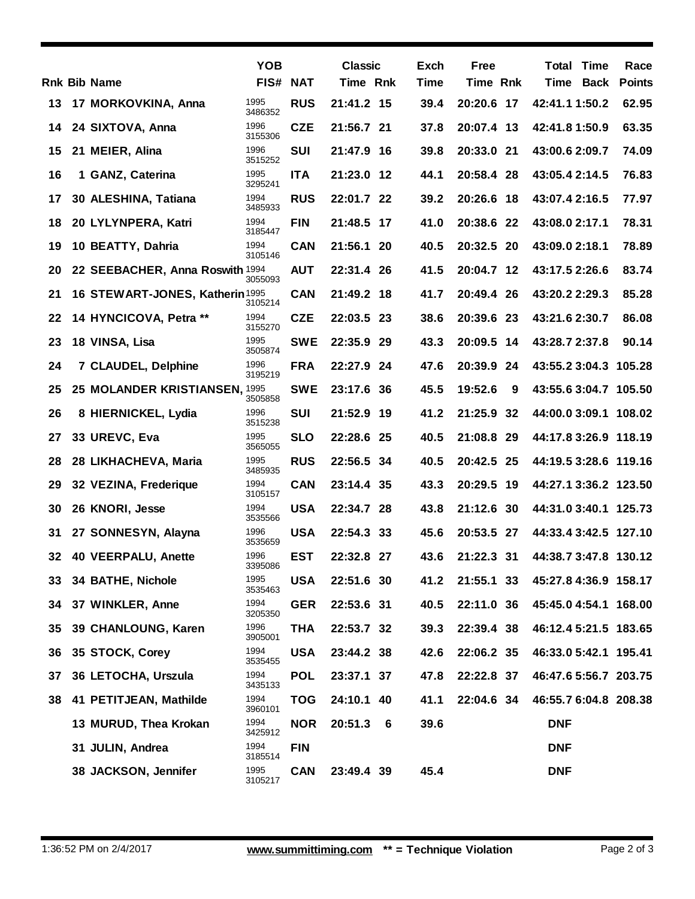| Rnk | Bib | Name | YOB FIS# | NAT | Classic Time | Classic Rnk | Exch Time | Free Time | Free Rnk | Total Time | Time Back | Race Points |
|---|---|---|---|---|---|---|---|---|---|---|---|---|
| 13 | 17 | MORKOVKINA, Anna | 1995 3486352 | RUS | 21:41.2 | 15 | 39.4 | 20:20.6 | 17 | 42:41.1 | 1:50.2 | 62.95 |
| 14 | 24 | SIXTOVA, Anna | 1996 3155306 | CZE | 21:56.7 | 21 | 37.8 | 20:07.4 | 13 | 42:41.8 | 1:50.9 | 63.35 |
| 15 | 21 | MEIER, Alina | 1996 3515252 | SUI | 21:47.9 | 16 | 39.8 | 20:33.0 | 21 | 43:00.6 | 2:09.7 | 74.09 |
| 16 | 1 | GANZ, Caterina | 1995 3295241 | ITA | 21:23.0 | 12 | 44.1 | 20:58.4 | 28 | 43:05.4 | 2:14.5 | 76.83 |
| 17 | 30 | ALESHINA, Tatiana | 1994 3485933 | RUS | 22:01.7 | 22 | 39.2 | 20:26.6 | 18 | 43:07.4 | 2:16.5 | 77.97 |
| 18 | 20 | LYLYNPERA, Katri | 1994 3185447 | FIN | 21:48.5 | 17 | 41.0 | 20:38.6 | 22 | 43:08.0 | 2:17.1 | 78.31 |
| 19 | 10 | BEATTY, Dahria | 1994 3105146 | CAN | 21:56.1 | 20 | 40.5 | 20:32.5 | 20 | 43:09.0 | 2:18.1 | 78.89 |
| 20 | 22 | SEEBACHER, Anna Roswith | 1994 3055093 | AUT | 22:31.4 | 26 | 41.5 | 20:04.7 | 12 | 43:17.5 | 2:26.6 | 83.74 |
| 21 | 16 | STEWART-JONES, Katherin | 1995 3105214 | CAN | 21:49.2 | 18 | 41.7 | 20:49.4 | 26 | 43:20.2 | 2:29.3 | 85.28 |
| 22 | 14 | HYNCICOVA, Petra ** | 1994 3155270 | CZE | 22:03.5 | 23 | 38.6 | 20:39.6 | 23 | 43:21.6 | 2:30.7 | 86.08 |
| 23 | 18 | VINSA, Lisa | 1995 3505874 | SWE | 22:35.9 | 29 | 43.3 | 20:09.5 | 14 | 43:28.7 | 2:37.8 | 90.14 |
| 24 | 7 | CLAUDEL, Delphine | 1996 3195219 | FRA | 22:27.9 | 24 | 47.6 | 20:39.9 | 24 | 43:55.2 | 3:04.3 | 105.28 |
| 25 | 25 | MOLANDER KRISTIANSEN, | 1995 3505858 | SWE | 23:17.6 | 36 | 45.5 | 19:52.6 | 9 | 43:55.6 | 3:04.7 | 105.50 |
| 26 | 8 | HIERNICKEL, Lydia | 1996 3515238 | SUI | 21:52.9 | 19 | 41.2 | 21:25.9 | 32 | 44:00.0 | 3:09.1 | 108.02 |
| 27 | 33 | UREVC, Eva | 1995 3565055 | SLO | 22:28.6 | 25 | 40.5 | 21:08.8 | 29 | 44:17.8 | 3:26.9 | 118.19 |
| 28 | 28 | LIKHACHEVA, Maria | 1995 3485935 | RUS | 22:56.5 | 34 | 40.5 | 20:42.5 | 25 | 44:19.5 | 3:28.6 | 119.16 |
| 29 | 32 | VEZINA, Frederique | 1994 3105157 | CAN | 23:14.4 | 35 | 43.3 | 20:29.5 | 19 | 44:27.1 | 3:36.2 | 123.50 |
| 30 | 26 | KNORI, Jesse | 1994 3535566 | USA | 22:34.7 | 28 | 43.8 | 21:12.6 | 30 | 44:31.0 | 3:40.1 | 125.73 |
| 31 | 27 | SONNESYN, Alayna | 1996 3535659 | USA | 22:54.3 | 33 | 45.6 | 20:53.5 | 27 | 44:33.4 | 3:42.5 | 127.10 |
| 32 | 40 | VEERPALU, Anette | 1996 3395086 | EST | 22:32.8 | 27 | 43.6 | 21:22.3 | 31 | 44:38.7 | 3:47.8 | 130.12 |
| 33 | 34 | BATHE, Nichole | 1995 3535463 | USA | 22:51.6 | 30 | 41.2 | 21:55.1 | 33 | 45:27.8 | 4:36.9 | 158.17 |
| 34 | 37 | WINKLER, Anne | 1994 3205350 | GER | 22:53.6 | 31 | 40.5 | 22:11.0 | 36 | 45:45.0 | 4:54.1 | 168.00 |
| 35 | 39 | CHANLOUNG, Karen | 1996 3905001 | THA | 22:53.7 | 32 | 39.3 | 22:39.4 | 38 | 46:12.4 | 5:21.5 | 183.65 |
| 36 | 35 | STOCK, Corey | 1994 3535455 | USA | 23:44.2 | 38 | 42.6 | 22:06.2 | 35 | 46:33.0 | 5:42.1 | 195.41 |
| 37 | 36 | LETOCHA, Urszula | 1994 3435133 | POL | 23:37.1 | 37 | 47.8 | 22:22.8 | 37 | 46:47.6 | 5:56.7 | 203.75 |
| 38 | 41 | PETITJEAN, Mathilde | 1994 3960101 | TOG | 24:10.1 | 40 | 41.1 | 22:04.6 | 34 | 46:55.7 | 6:04.8 | 208.38 |
| | 13 | MURUD, Thea Krokan | 1994 3425912 | NOR | 20:51.3 | 6 | 39.6 | | | DNF | | |
| | 31 | JULIN, Andrea | 1994 3185514 | FIN | | | | | | DNF | | |
| | 38 | JACKSON, Jennifer | 1995 3105217 | CAN | 23:49.4 | 39 | 45.4 | | | DNF | | |

1:36:52 PM on 2/4/2017 www.summittiming.com ** = Technique Violation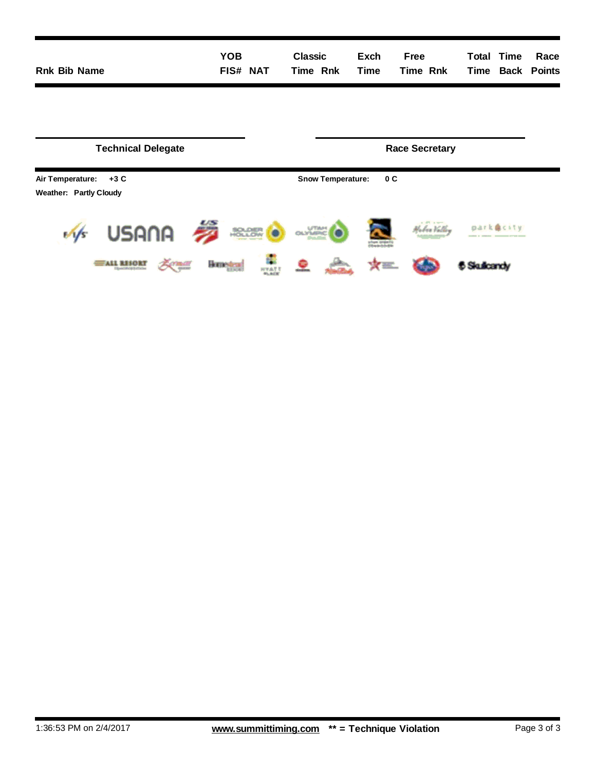| Rnk | Bib | Name | YOB FIS# | NAT | Classic Time | Classic Rnk | Exch Time | Free Time | Free Rnk | Total Time | Time Back | Race Points |
|---|---|---|---|---|---|---|---|---|---|---|---|---|

Technical Delegate

Race Secretary

**Air Temperature:** +3 C

**Snow Temperature:** 0 C

**Weather:** Partly Cloudy

1:36:53 PM on 2/4/2017

www.summittiming.com ** = Technique Violation